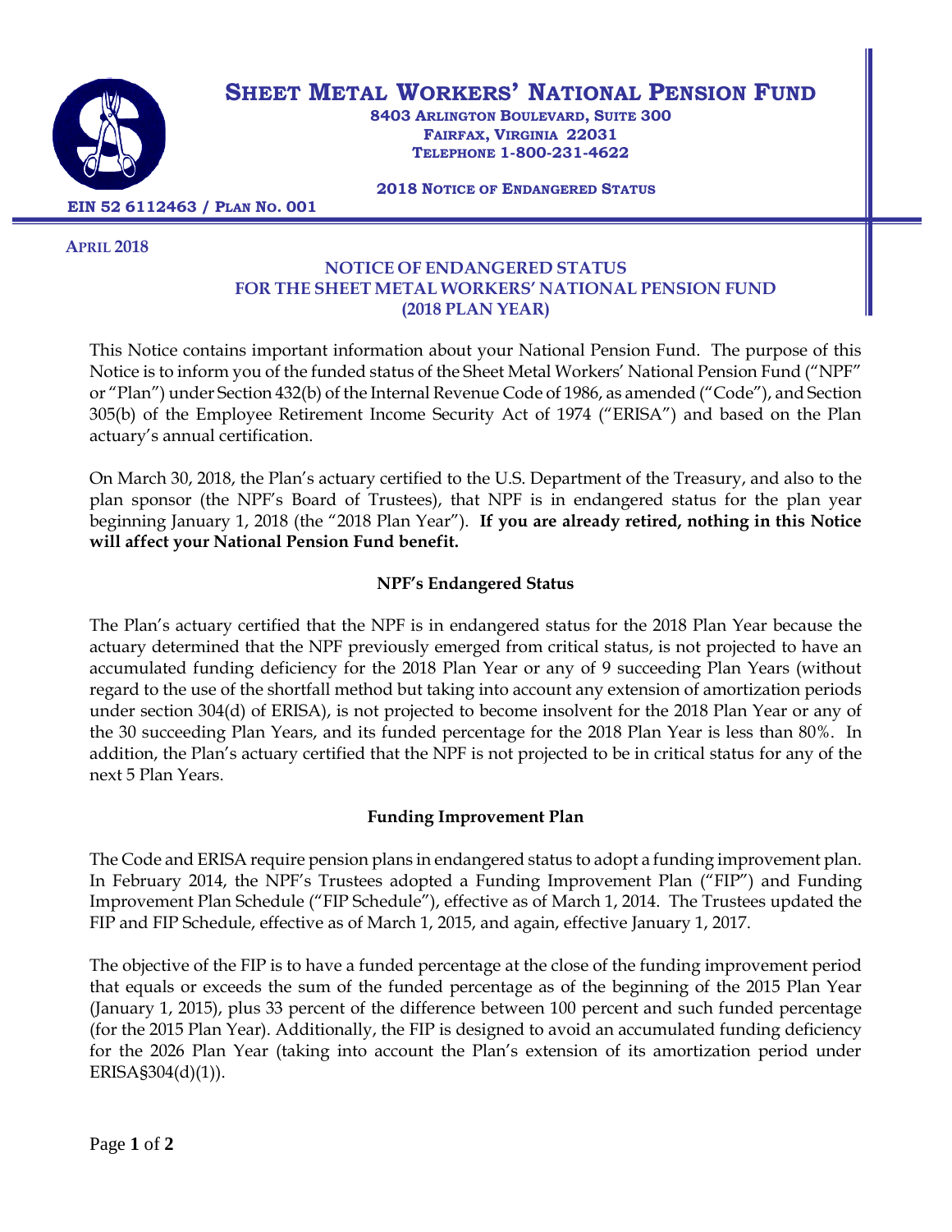# SHEET METAL WORKERS' NATIONAL PENSION FUND

**8403 ARLINGTON BOULEVARD, SUITE 300**
**FAIRFAX, VIRGINIA 22031**
**TELEPHONE 1-800-231-4622**

**2018 NOTICE OF ENDANGERED STATUS**

**EIN 52 6112463 / PLAN NO. 001**

**APRIL 2018**

## NOTICE OF ENDANGERED STATUS FOR THE SHEET METAL WORKERS' NATIONAL PENSION FUND (2018 PLAN YEAR)

This Notice contains important information about your National Pension Fund. The purpose of this Notice is to inform you of the funded status of the Sheet Metal Workers' National Pension Fund ("NPF" or "Plan") under Section 432(b) of the Internal Revenue Code of 1986, as amended ("Code"), and Section 305(b) of the Employee Retirement Income Security Act of 1974 ("ERISA") and based on the Plan actuary's annual certification.

On March 30, 2018, the Plan's actuary certified to the U.S. Department of the Treasury, and also to the plan sponsor (the NPF's Board of Trustees), that NPF is in endangered status for the plan year beginning January 1, 2018 (the "2018 Plan Year"). **If you are already retired, nothing in this Notice will affect your National Pension Fund benefit.**

### NPF's Endangered Status

The Plan's actuary certified that the NPF is in endangered status for the 2018 Plan Year because the actuary determined that the NPF previously emerged from critical status, is not projected to have an accumulated funding deficiency for the 2018 Plan Year or any of 9 succeeding Plan Years (without regard to the use of the shortfall method but taking into account any extension of amortization periods under section 304(d) of ERISA), is not projected to become insolvent for the 2018 Plan Year or any of the 30 succeeding Plan Years, and its funded percentage for the 2018 Plan Year is less than 80%. In addition, the Plan's actuary certified that the NPF is not projected to be in critical status for any of the next 5 Plan Years.

### Funding Improvement Plan

The Code and ERISA require pension plans in endangered status to adopt a funding improvement plan. In February 2014, the NPF's Trustees adopted a Funding Improvement Plan ("FIP") and Funding Improvement Plan Schedule ("FIP Schedule"), effective as of March 1, 2014. The Trustees updated the FIP and FIP Schedule, effective as of March 1, 2015, and again, effective January 1, 2017.

The objective of the FIP is to have a funded percentage at the close of the funding improvement period that equals or exceeds the sum of the funded percentage as of the beginning of the 2015 Plan Year (January 1, 2015), plus 33 percent of the difference between 100 percent and such funded percentage (for the 2015 Plan Year). Additionally, the FIP is designed to avoid an accumulated funding deficiency for the 2026 Plan Year (taking into account the Plan's extension of its amortization period under ERISA§304(d)(1)).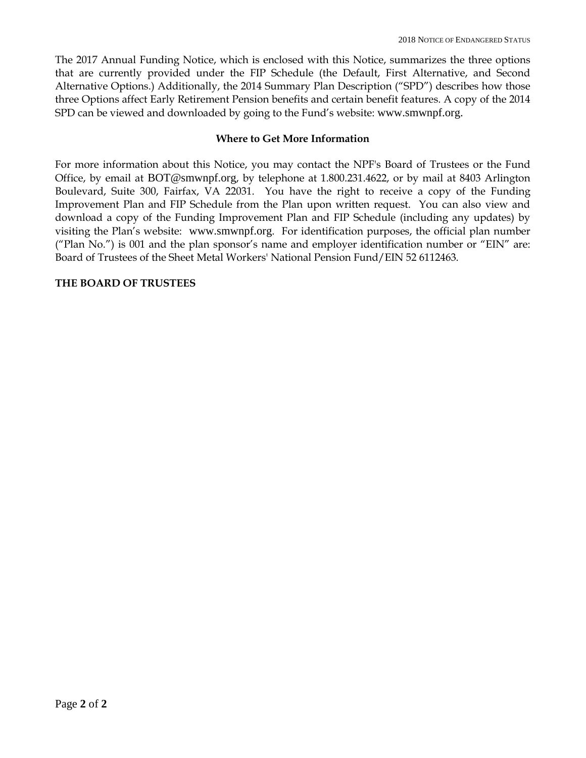The 2017 Annual Funding Notice, which is enclosed with this Notice, summarizes the three options that are currently provided under the FIP Schedule (the Default, First Alternative, and Second Alternative Options.) Additionally, the 2014 Summary Plan Description ("SPD") describes how those three Options affect Early Retirement Pension benefits and certain benefit features. A copy of the 2014 SPD can be viewed and downloaded by going to the Fund's website: www.smwnpf.org.

**Where to Get More Information**

For more information about this Notice, you may contact the NPF's Board of Trustees or the Fund Office, by email at BOT@smwnpf.org, by telephone at 1.800.231.4622, or by mail at 8403 Arlington Boulevard, Suite 300, Fairfax, VA 22031. You have the right to receive a copy of the Funding Improvement Plan and FIP Schedule from the Plan upon written request. You can also view and download a copy of the Funding Improvement Plan and FIP Schedule (including any updates) by visiting the Plan's website: www.smwnpf.org. For identification purposes, the official plan number ("Plan No.") is 001 and the plan sponsor's name and employer identification number or "EIN" are: Board of Trustees of the Sheet Metal Workers' National Pension Fund/EIN 52 6112463.

**THE BOARD OF TRUSTEES**